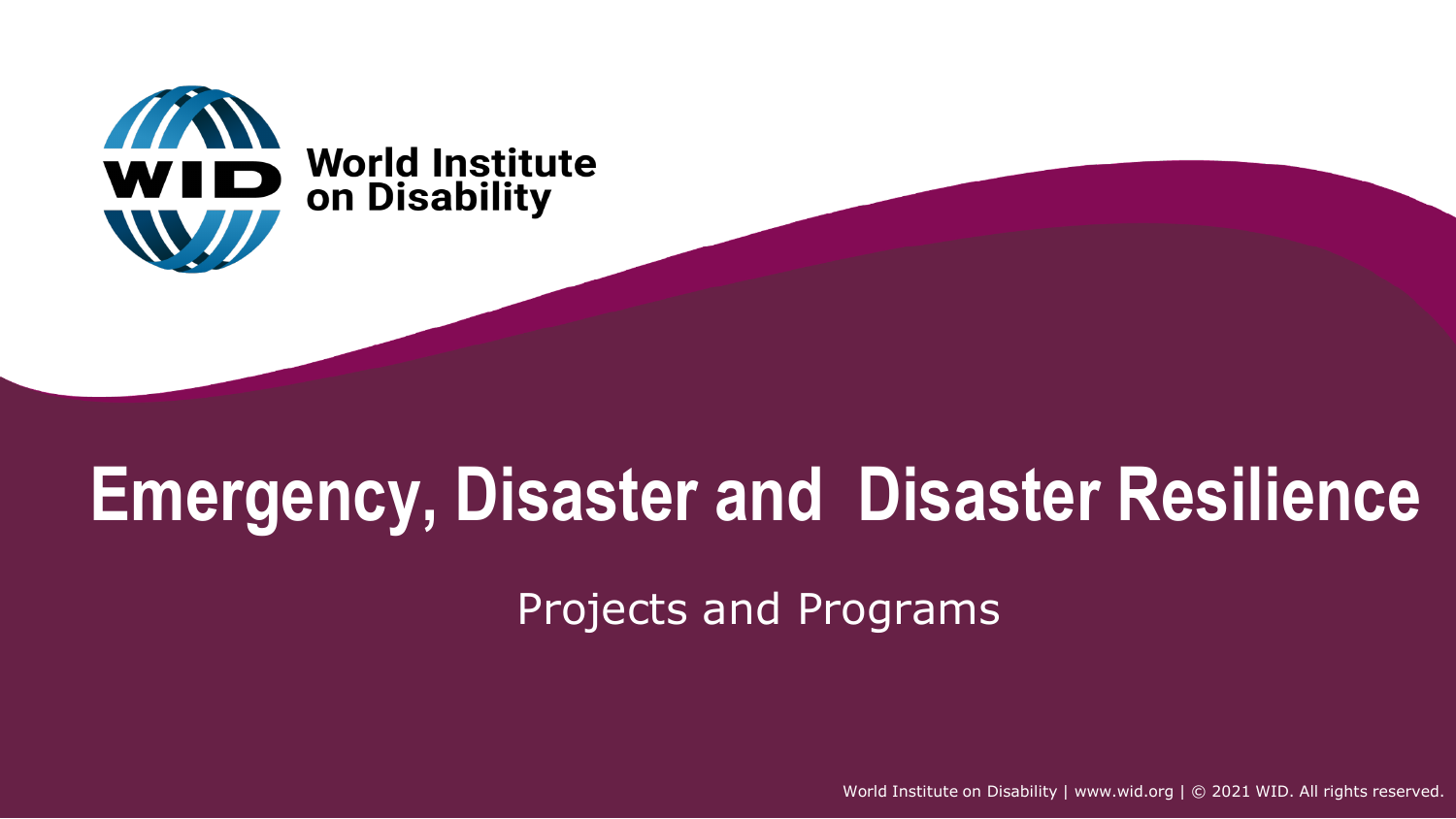World Institute on Disability

# Emergency, Disaster and Disaster Resilience

Projects and Programs

World Institute on Disability | www.wid.org | © 2021 WID. All rights reserved.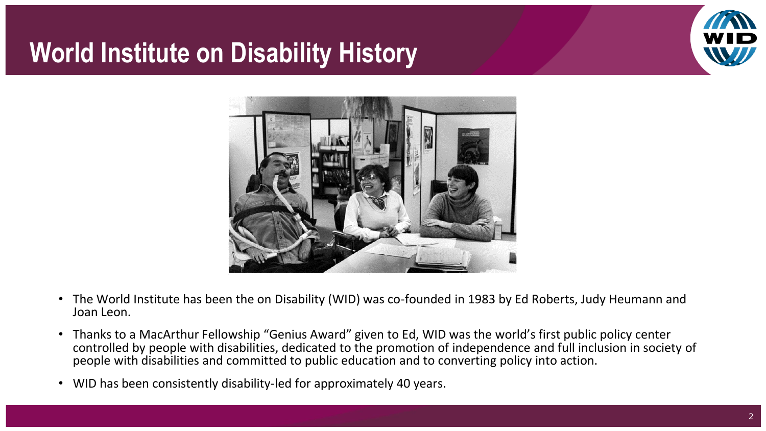# World Institute on Disability History

- The World Institute has been the on Disability (WID) was co-founded in 1983 by Ed Roberts, Judy Heumann and Joan Leon.
- Thanks to a MacArthur Fellowship "Genius Award" given to Ed, WID was the world's first public policy center controlled by people with disabilities, dedicated to the promotion of independence and full inclusion in society of people with disabilities and committed to public education and to converting policy into action.
- WID has been consistently disability-led for approximately 40 years.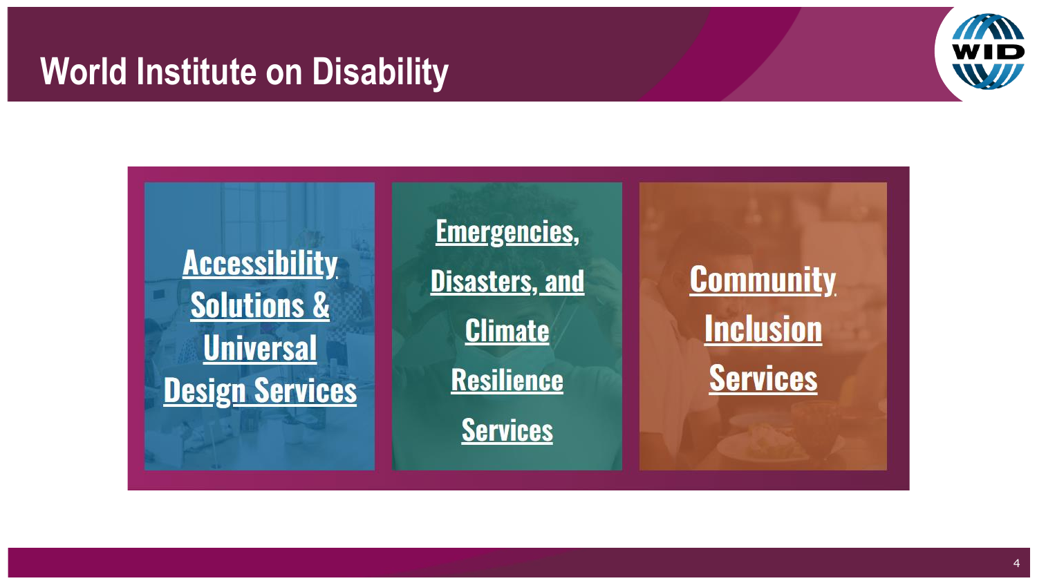# World Institute on Disability

- Accessibility Solutions & Universal Design Services
- Emergencies, Disasters, and Climate Resilience Services
- Community Inclusion Services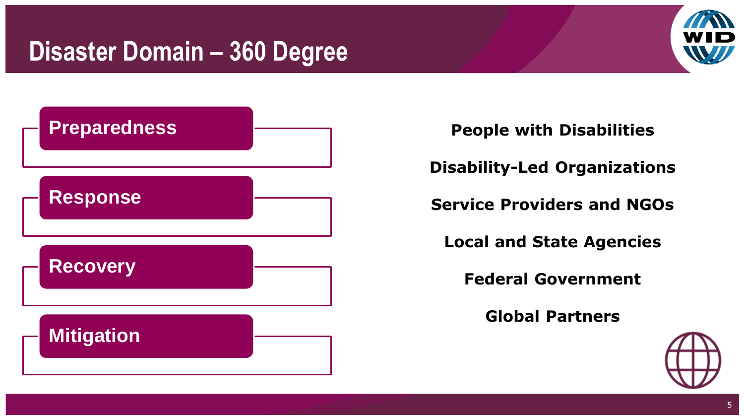# Disaster Domain – 360 Degree

- Preparedness
- Response
- Recovery
- Mitigation

**People with Disabilities**

**Disability-Led Organizations**

**Service Providers and NGOs**

**Local and State Agencies**

**Federal Government**

**Global Partners**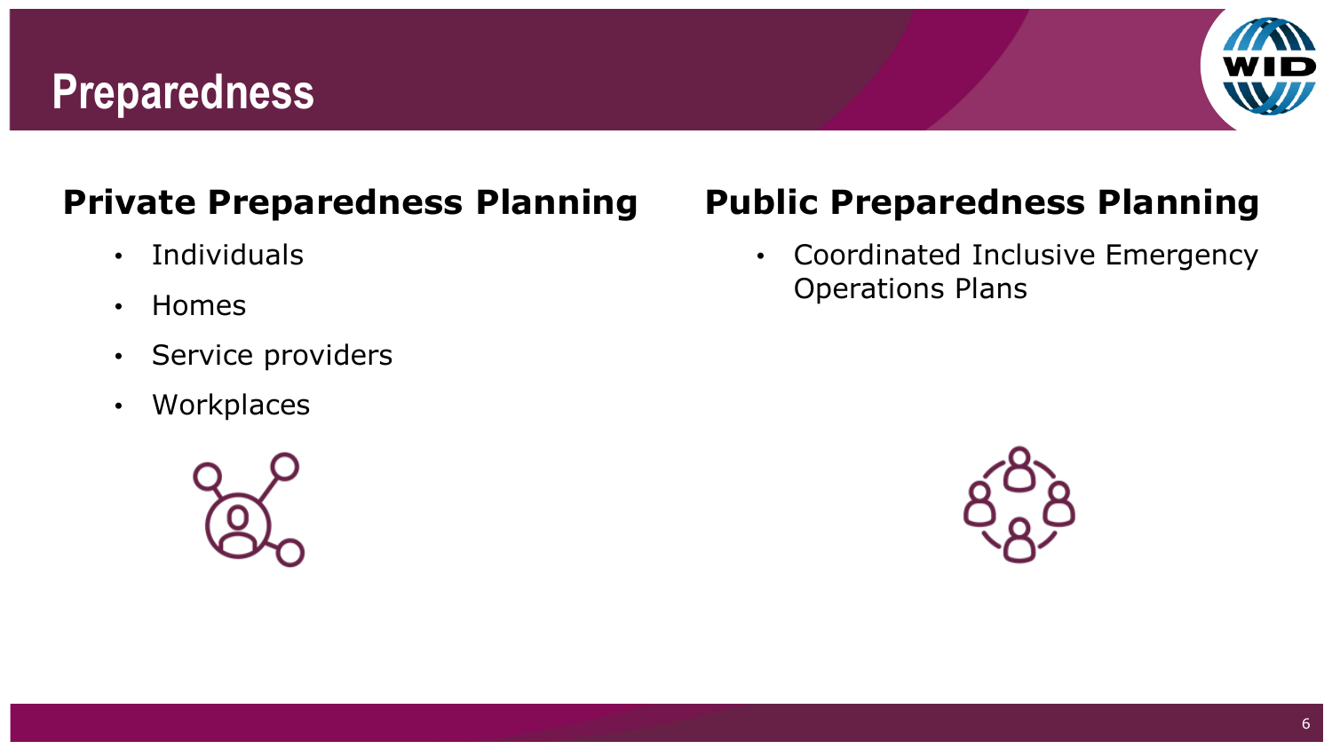# Preparedness

## Private Preparedness Planning

- Individuals
- Homes
- Service providers
- Workplaces

## Public Preparedness Planning

- Coordinated Inclusive Emergency Operations Plans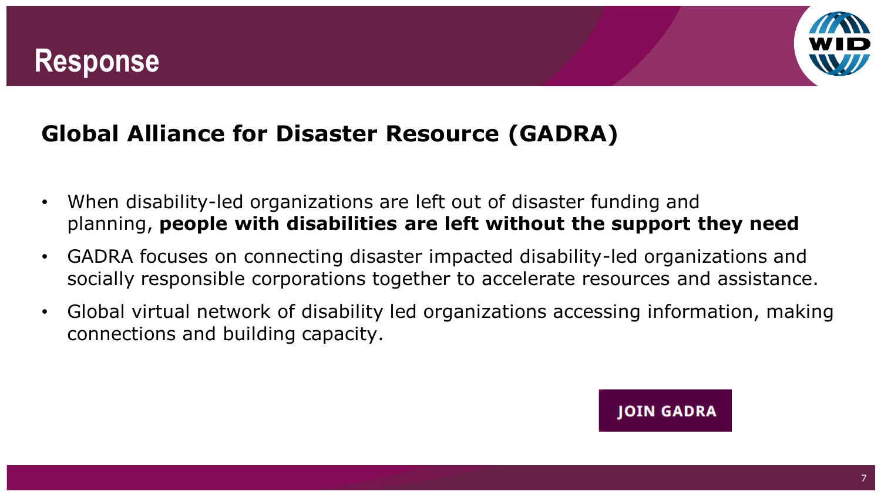# Response

## Global Alliance for Disaster Resource (GADRA)

- When disability-led organizations are left out of disaster funding and planning, **people with disabilities are left without the support they need**
- GADRA focuses on connecting disaster impacted disability-led organizations and socially responsible corporations together to accelerate resources and assistance.
- Global virtual network of disability led organizations accessing information, making connections and building capacity.

JOIN GADRA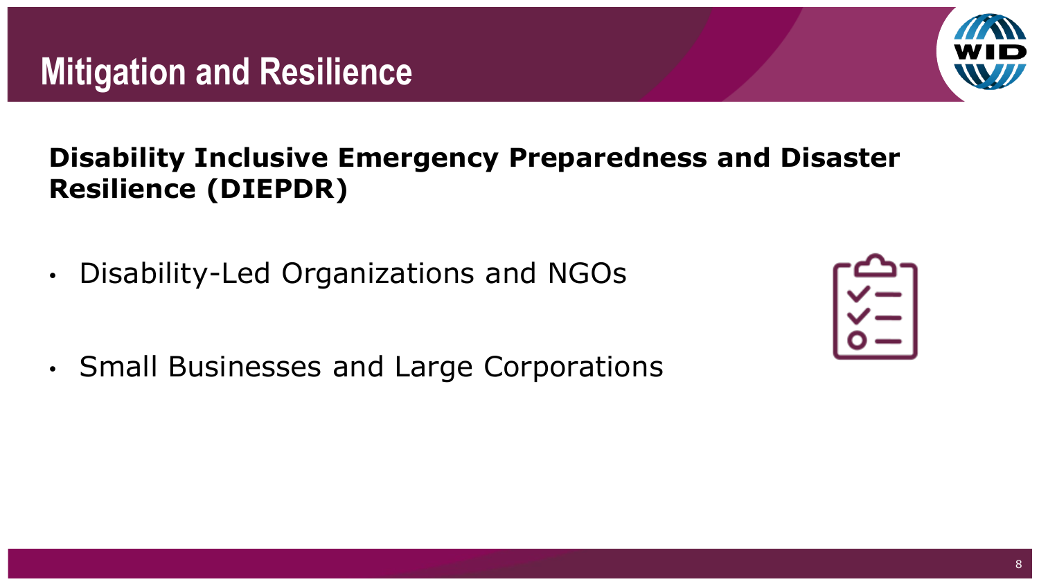# Mitigation and Resilience

**Disability Inclusive Emergency Preparedness and Disaster Resilience (DIEPDR)**

- Disability-Led Organizations and NGOs
- Small Businesses and Large Corporations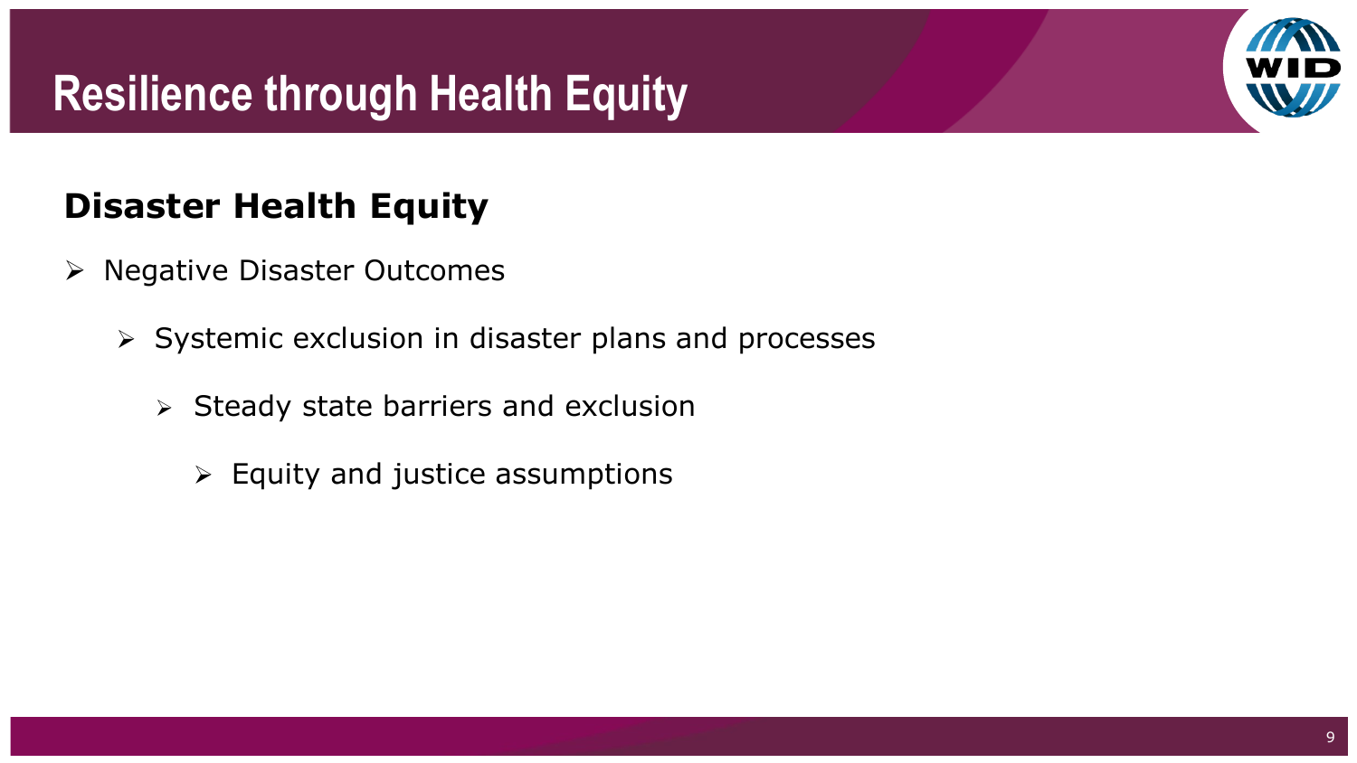# Resilience through Health Equity

## Disaster Health Equity

- Negative Disaster Outcomes
  - Systemic exclusion in disaster plans and processes
    - Steady state barriers and exclusion
      - Equity and justice assumptions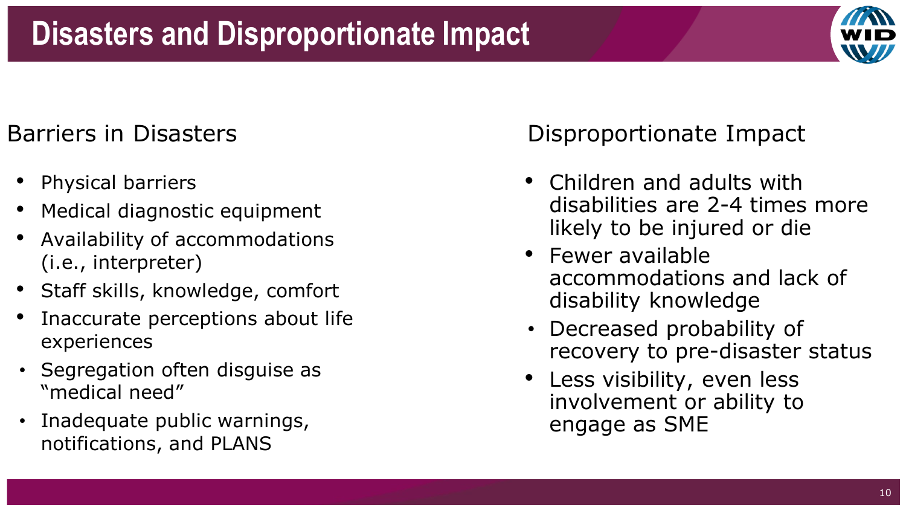# Disasters and Disproportionate Impact

## Barriers in Disasters

- Physical barriers
- Medical diagnostic equipment
- Availability of accommodations (i.e., interpreter)
- Staff skills, knowledge, comfort
- Inaccurate perceptions about life experiences
- Segregation often disguise as "medical need"
- Inadequate public warnings, notifications, and PLANS

## Disproportionate Impact

- Children and adults with disabilities are 2-4 times more likely to be injured or die
- Fewer available accommodations and lack of disability knowledge
- Decreased probability of recovery to pre-disaster status
- Less visibility, even less involvement or ability to engage as SME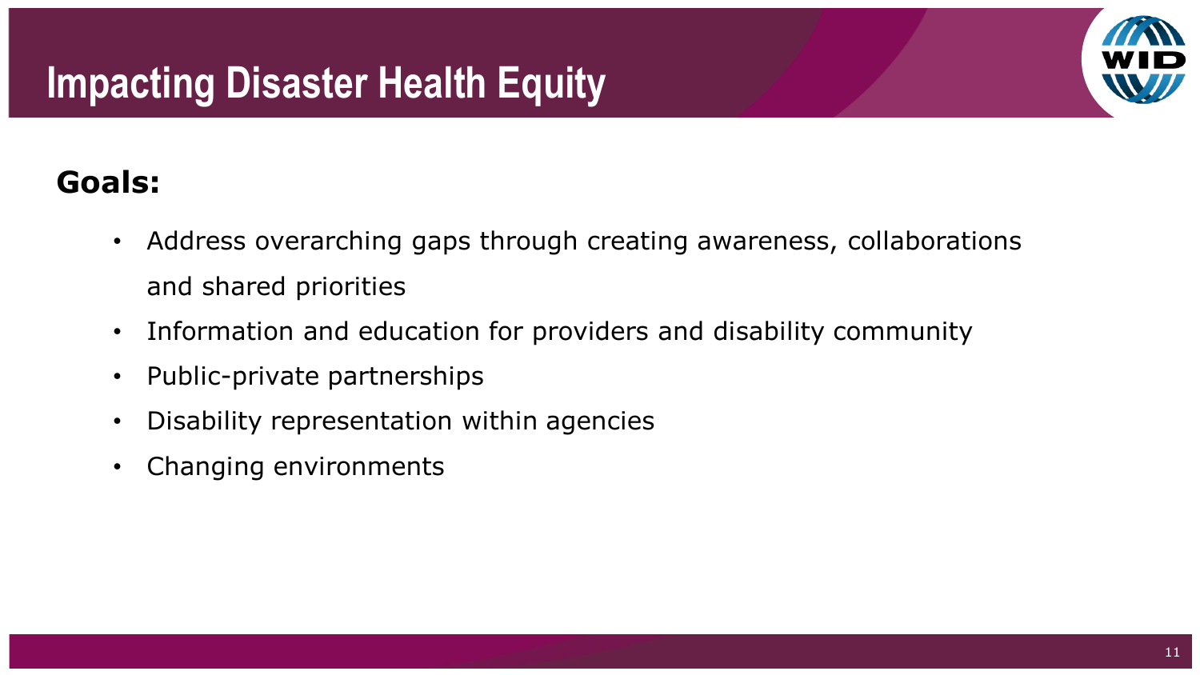# Impacting Disaster Health Equity

**Goals:**

- Address overarching gaps through creating awareness, collaborations and shared priorities
- Information and education for providers and disability community
- Public-private partnerships
- Disability representation within agencies
- Changing environments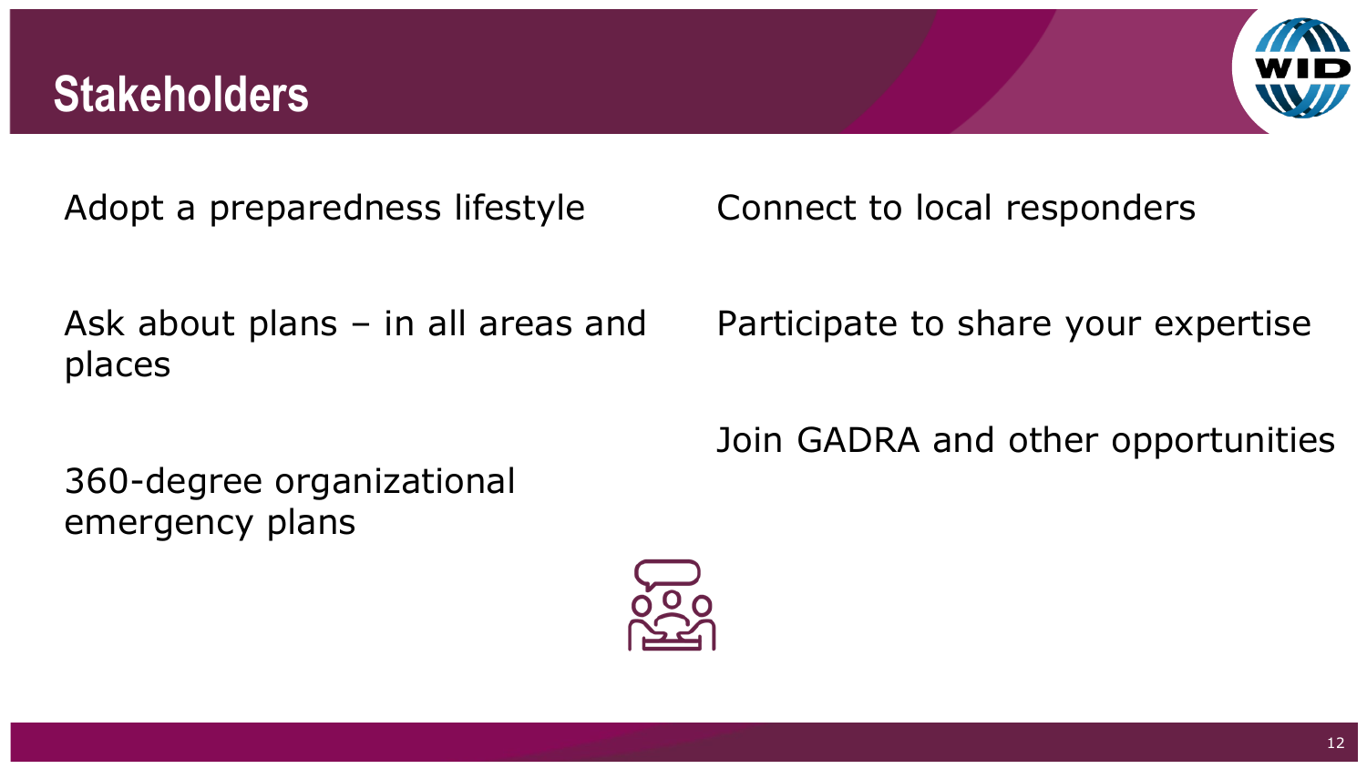# Stakeholders

Adopt a preparedness lifestyle

Ask about plans – in all areas and places

360-degree organizational emergency plans

Connect to local responders

Participate to share your expertise

Join GADRA and other opportunities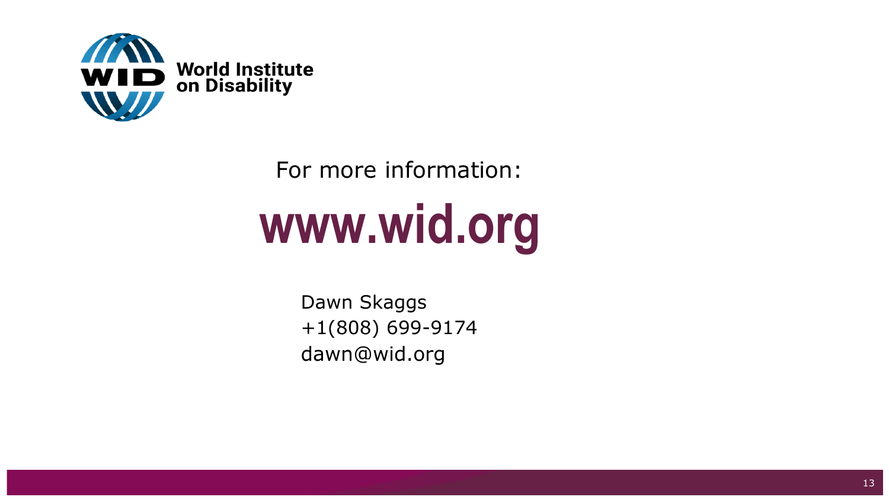**World Institute on Disability**

For more information:

# www.wid.org

Dawn Skaggs
+1(808) 699-9174
dawn@wid.org